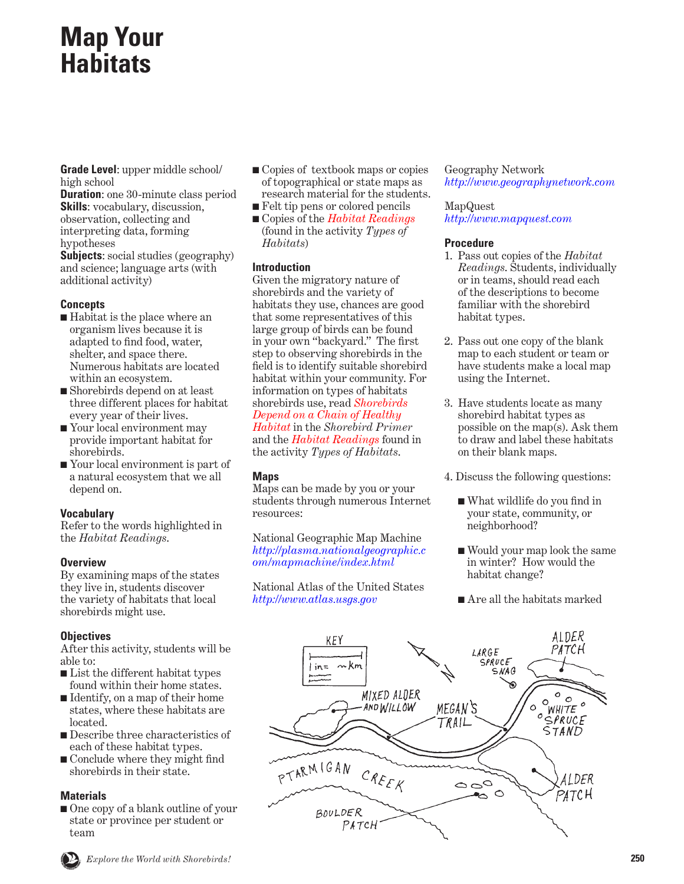# Map Your Habitats

**Grade Level**: upper middle school/ high school
**Duration**: one 30-minute class period
**Skills**: vocabulary, discussion, observation, collecting and interpreting data, forming hypotheses
**Subjects**: social studies (geography) and science; language arts (with additional activity)

### Concepts

- Habitat is the place where an organism lives because it is adapted to find food, water, shelter, and space there. Numerous habitats are located within an ecosystem.
- Shorebirds depend on at least three different places for habitat every year of their lives.
- Your local environment may provide important habitat for shorebirds.
- Your local environment is part of a natural ecosystem that we all depend on.

### Vocabulary

Refer to the words highlighted in the *Habitat Readings*.

### Overview

By examining maps of the states they live in, students discover the variety of habitats that local shorebirds might use.

### Objectives

After this activity, students will be able to:

- List the different habitat types found within their home states.
- Identify, on a map of their home states, where these habitats are located.
- Describe three characteristics of each of these habitat types.
- Conclude where they might find shorebirds in their state.

### Materials

- One copy of a blank outline of your state or province per student or team
- Copies of textbook maps or copies of topographical or state maps as research material for the students.
- Felt tip pens or colored pencils
- Copies of the *Habitat Readings* (found in the activity *Types of Habitats*)

### Introduction

Given the migratory nature of shorebirds and the variety of habitats they use, chances are good that some representatives of this large group of birds can be found in your own "backyard." The first step to observing shorebirds in the field is to identify suitable shorebird habitat within your community. For information on types of habitats shorebirds use, read *Shorebirds Depend on a Chain of Healthy Habitat* in the *Shorebird Primer* and the *Habitat Readings* found in the activity *Types of Habitats*.

### Maps

Maps can be made by you or your students through numerous Internet resources:

National Geographic Map Machine
*http://plasma.nationalgeographic.com/mapmachine/index.html*

National Atlas of the United States
*http://www.atlas.usgs.gov*

Geography Network
*http://www.geographynetwork.com*

MapQuest
*http://www.mapquest.com*

### Procedure

1. Pass out copies of the *Habitat Readings*. Students, individually or in teams, should read each of the descriptions to become familiar with the shorebird habitat types.
2. Pass out one copy of the blank map to each student or team or have students make a local map using the Internet.
3. Have students locate as many shorebird habitat types as possible on the map(s). Ask them to draw and label these habitats on their blank maps.
4. Discuss the following questions:
   - What wildlife do you find in your state, community, or neighborhood?
   - Would your map look the same in winter? How would the habitat change?
   - Are all the habitats marked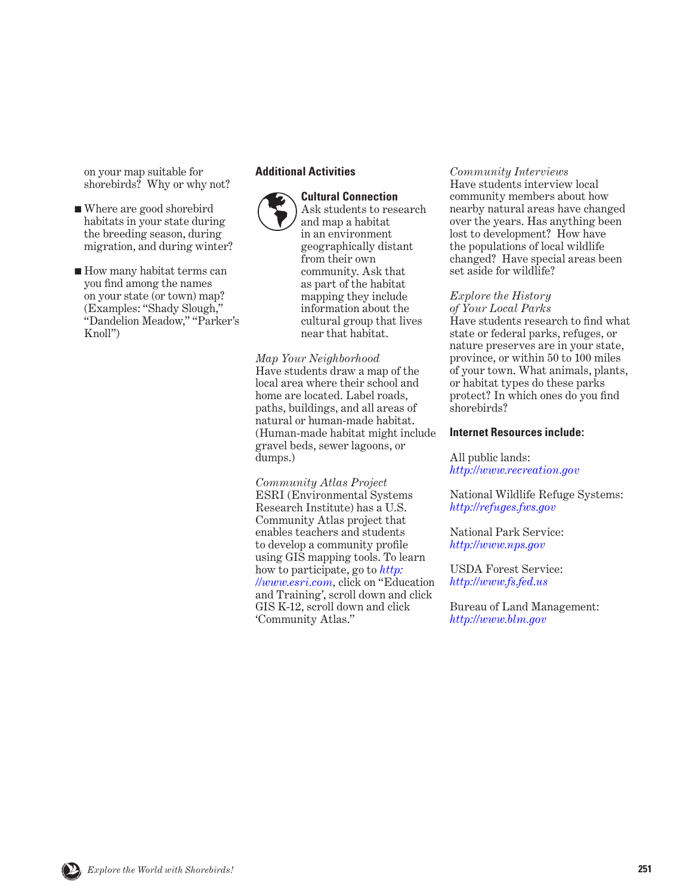on your map suitable for shorebirds? Why or why not?

- Where are good shorebird habitats in your state during the breeding season, during migration, and during winter?
- How many habitat terms can you find among the names on your state (or town) map? (Examples: "Shady Slough," "Dandelion Meadow," "Parker's Knoll")

## Additional Activities

### Cultural Connection

Ask students to research and map a habitat in an environment geographically distant from their own community. Ask that as part of the habitat mapping they include information about the cultural group that lives near that habitat.

*Map Your Neighborhood*
Have students draw a map of the local area where their school and home are located. Label roads, paths, buildings, and all areas of natural or human-made habitat. (Human-made habitat might include gravel beds, sewer lagoons, or dumps.)

*Community Atlas Project*
ESRI (Environmental Systems Research Institute) has a U.S. Community Atlas project that enables teachers and students to develop a community profile using GIS mapping tools. To learn how to participate, go to *http://www.esri.com*, click on "Education and Training', scroll down and click GIS K-12, scroll down and click 'Community Atlas."

*Community Interviews*
Have students interview local community members about how nearby natural areas have changed over the years. Has anything been lost to development? How have the populations of local wildlife changed? Have special areas been set aside for wildlife?

*Explore the History of Your Local Parks*
Have students research to find what state or federal parks, refuges, or nature preserves are in your state, province, or within 50 to 100 miles of your town. What animals, plants, or habitat types do these parks protect? In which ones do you find shorebirds?

**Internet Resources include:**

All public lands:
*http://www.recreation.gov*

National Wildlife Refuge Systems:
*http://refuges.fws.gov*

National Park Service:
*http://www.nps.gov*

USDA Forest Service:
*http://www.fs.fed.us*

Bureau of Land Management:
*http://www.blm.gov*